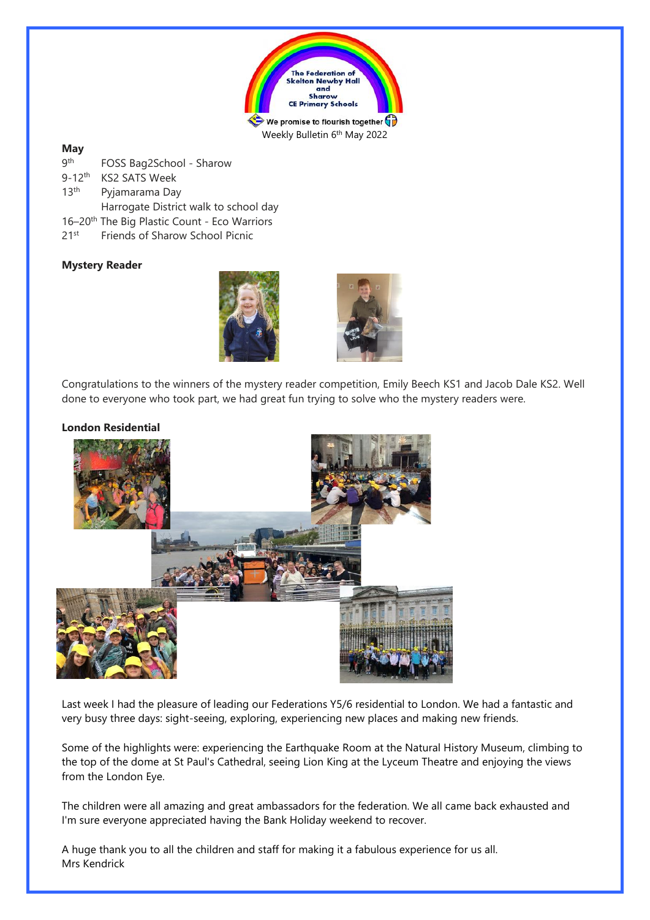The Federation of Skelton Newby Hall and Sharow CE Primary Schools

We promise to flourish together

Weekly Bulletin 6th May 2022

**May**

9th FOSS Bag2School - Sharow

9-12th KS2 SATS Week

13th Pyjamarama Day
Harrogate District walk to school day

16–20th The Big Plastic Count - Eco Warriors

21st Friends of Sharow School Picnic

**Mystery Reader**

Congratulations to the winners of the mystery reader competition, Emily Beech KS1 and Jacob Dale KS2. Well done to everyone who took part, we had great fun trying to solve who the mystery readers were.

**London Residential**

Last week I had the pleasure of leading our Federations Y5/6 residential to London. We had a fantastic and very busy three days: sight-seeing, exploring, experiencing new places and making new friends.

Some of the highlights were: experiencing the Earthquake Room at the Natural History Museum, climbing to the top of the dome at St Paul's Cathedral, seeing Lion King at the Lyceum Theatre and enjoying the views from the London Eye.

The children were all amazing and great ambassadors for the federation. We all came back exhausted and I'm sure everyone appreciated having the Bank Holiday weekend to recover.

A huge thank you to all the children and staff for making it a fabulous experience for us all.
Mrs Kendrick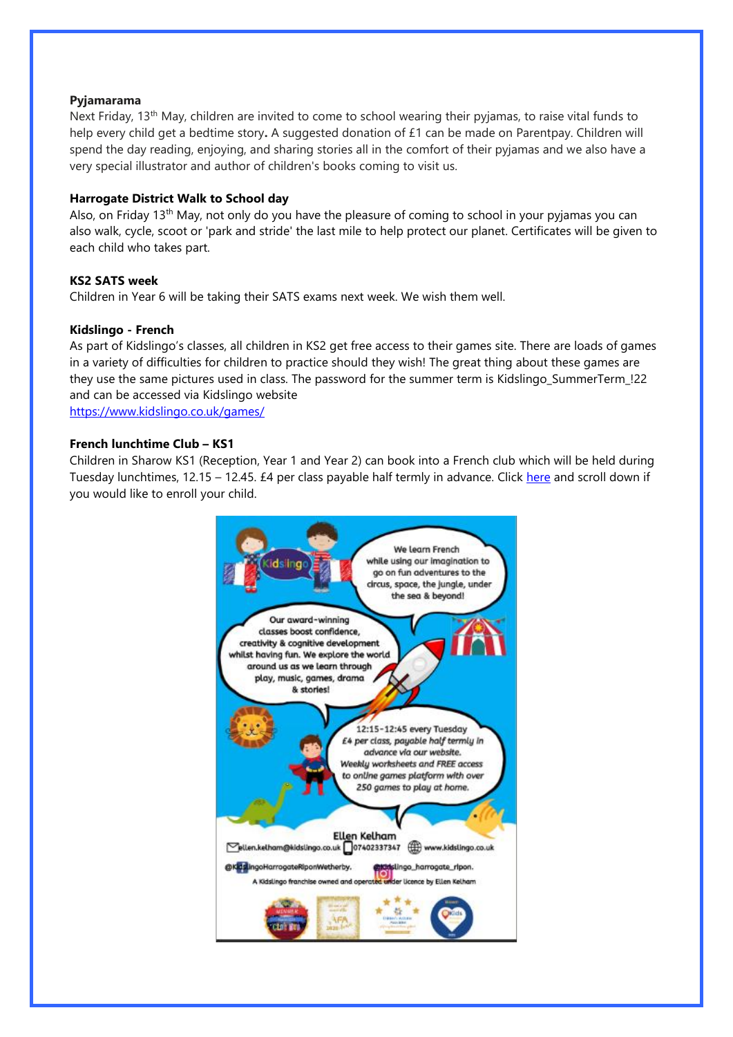**Pyjamarama**

Next Friday, 13th May, children are invited to come to school wearing their pyjamas, to raise vital funds to help every child get a bedtime story**.** A suggested donation of £1 can be made on Parentpay. Children will spend the day reading, enjoying, and sharing stories all in the comfort of their pyjamas and we also have a very special illustrator and author of children's books coming to visit us.

**Harrogate District Walk to School day**

Also, on Friday 13th May, not only do you have the pleasure of coming to school in your pyjamas you can also walk, cycle, scoot or 'park and stride' the last mile to help protect our planet. Certificates will be given to each child who takes part.

**KS2 SATS week**

Children in Year 6 will be taking their SATS exams next week. We wish them well.

**Kidslingo - French**

As part of Kidslingo's classes, all children in KS2 get free access to their games site. There are loads of games in a variety of difficulties for children to practice should they wish! The great thing about these games are they use the same pictures used in class. The password for the summer term is Kidslingo_SummerTerm_!22 and can be accessed via Kidslingo website

https://www.kidslingo.co.uk/games/

**French lunchtime Club – KS1**

Children in Sharow KS1 (Reception, Year 1 and Year 2) can book into a French club which will be held during Tuesday lunchtimes, 12.15 – 12.45. £4 per class payable half termly in advance. Click here and scroll down if you would like to enroll your child.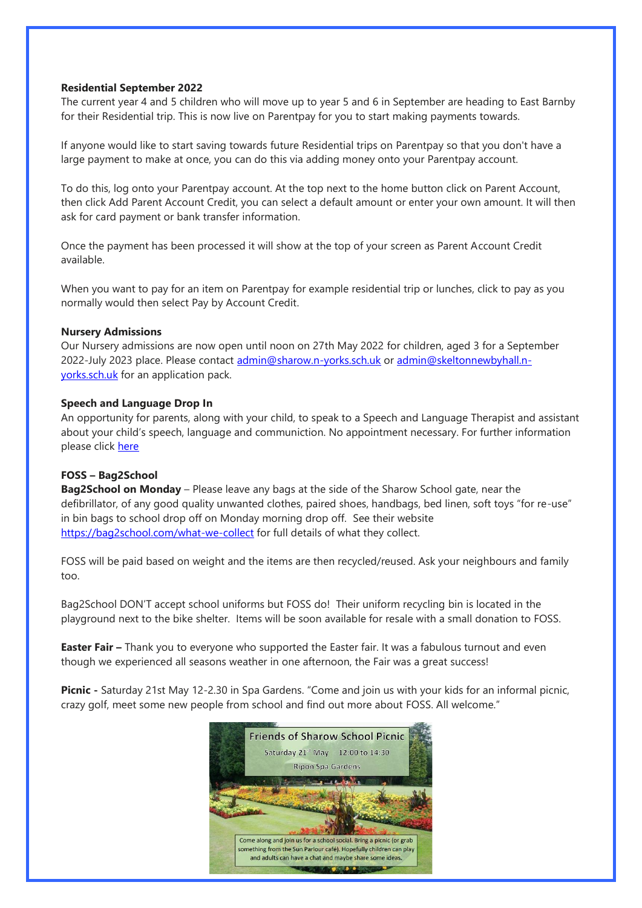**Residential September 2022**
The current year 4 and 5 children who will move up to year 5 and 6 in September are heading to East Barnby for their Residential trip. This is now live on Parentpay for you to start making payments towards.

If anyone would like to start saving towards future Residential trips on Parentpay so that you don't have a large payment to make at once, you can do this via adding money onto your Parentpay account.

To do this, log onto your Parentpay account. At the top next to the home button click on Parent Account, then click Add Parent Account Credit, you can select a default amount or enter your own amount. It will then ask for card payment or bank transfer information.

Once the payment has been processed it will show at the top of your screen as Parent Account Credit available.

When you want to pay for an item on Parentpay for example residential trip or lunches, click to pay as you normally would then select Pay by Account Credit.

**Nursery Admissions**
Our Nursery admissions are now open until noon on 27th May 2022 for children, aged 3 for a September 2022-July 2023 place. Please contact admin@sharow.n-yorks.sch.uk or admin@skeltonnewbyhall.n-yorks.sch.uk for an application pack.

**Speech and Language Drop In**
An opportunity for parents, along with your child, to speak to a Speech and Language Therapist and assistant about your child's speech, language and communiction. No appointment necessary. For further information please click here

**FOSS – Bag2School**
**Bag2School on Monday** – Please leave any bags at the side of the Sharow School gate, near the defibrillator, of any good quality unwanted clothes, paired shoes, handbags, bed linen, soft toys "for re-use" in bin bags to school drop off on Monday morning drop off. See their website https://bag2school.com/what-we-collect for full details of what they collect.

FOSS will be paid based on weight and the items are then recycled/reused. Ask your neighbours and family too.

Bag2School DON'T accept school uniforms but FOSS do! Their uniform recycling bin is located in the playground next to the bike shelter. Items will be soon available for resale with a small donation to FOSS.

**Easter Fair –** Thank you to everyone who supported the Easter fair. It was a fabulous turnout and even though we experienced all seasons weather in one afternoon, the Fair was a great success!

**Picnic -** Saturday 21st May 12-2.30 in Spa Gardens. "Come and join us with your kids for an informal picnic, crazy golf, meet some new people from school and find out more about FOSS. All welcome."

Friends of Sharow School Picnic
Saturday 21st May 12:00 to 14:30
Ripon Spa Gardens

Come along and join us for a school social. Bring a picnic (or grab something from the Sun Parlour café). Hopefully children can play and adults can have a chat and maybe share some ideas.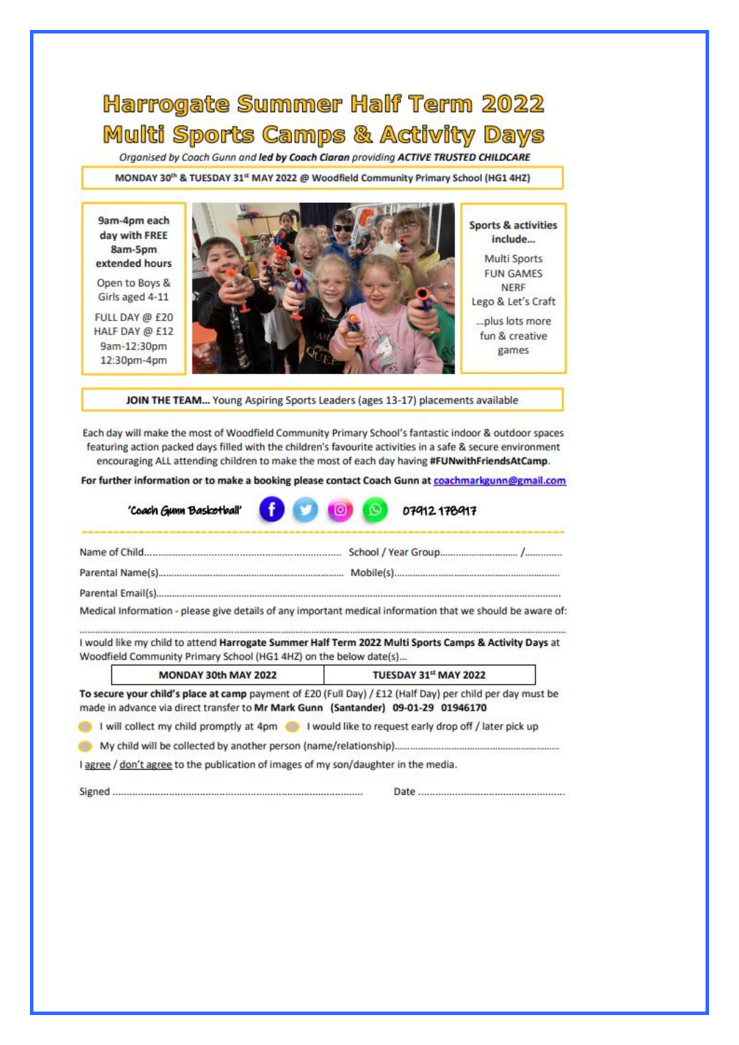# Harrogate Summer Half Term 2022
# Multi Sports Camps & Activity Days

*Organised by Coach Gunn and **led by Coach Ciaran** providing **ACTIVE TRUSTED CHILDCARE***

**MONDAY 30th & TUESDAY 31st MAY 2022 @ Woodfield Community Primary School (HG1 4HZ)**

**9am-4pm each day with FREE 8am-5pm extended hours**

Open to Boys & Girls aged 4-11

FULL DAY @ £20
HALF DAY @ £12
9am-12:30pm
12:30pm-4pm

**Sports & activities include...**

Multi Sports
FUN GAMES
NERF
Lego & Let's Craft
...plus lots more fun & creative games

**JOIN THE TEAM...** Young Aspiring Sports Leaders (ages 13-17) placements available

Each day will make the most of Woodfield Community Primary School's fantastic indoor & outdoor spaces featuring action packed days filled with the children's favourite activities in a safe & secure environment encouraging ALL attending children to make the most of each day having **#FUNwithFriendsAtCamp**.

**For further information or to make a booking please contact Coach Gunn at** coachmarkgunn@gmail.com

'Coach Gunn Basketball' 07912 178917

---

Name of Child.................................................. School / Year Group.......................... /............

Parental Name(s).................................................. Mobile(s)..................................................

Parental Email(s)...................................................................................................

Medical Information - please give details of any important medical information that we should be aware of:

...................................................................................................

I would like my child to attend **Harrogate Summer Half Term 2022 Multi Sports Camps & Activity Days** at Woodfield Community Primary School (HG1 4HZ) on the below date(s)...

| | |
|---|---|
| **MONDAY 30th MAY 2022** | **TUESDAY 31st MAY 2022** |

**To secure your child's place at camp** payment of £20 (Full Day) / £12 (Half Day) per child per day must be made in advance via direct transfer to **Mr Mark Gunn (Santander) 09-01-29 01946170**

- I will collect my child promptly at 4pm
- I would like to request early drop off / later pick up
- My child will be collected by another person (name/relationship)..................................................

I agree / don't agree to the publication of images of my son/daughter in the media.

Signed .................................................. Date ..................................................